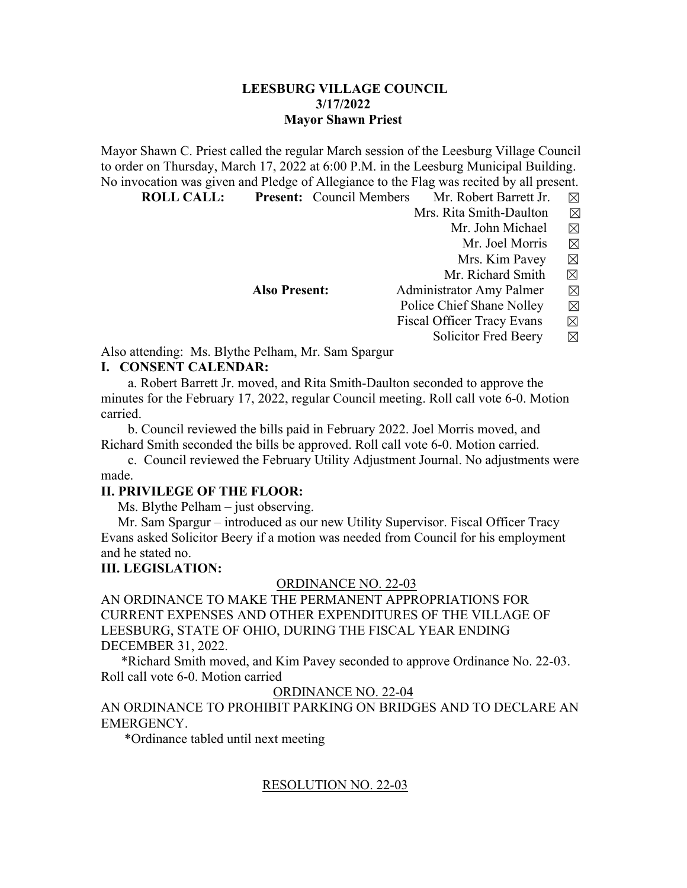**LEESBURG VILLAGE COUNCIL**
**3/17/2022**
**Mayor Shawn Priest**

Mayor Shawn C. Priest called the regular March session of the Leesburg Village Council to order on Thursday, March 17, 2022 at 6:00 P.M. in the Leesburg Municipal Building. No invocation was given and Pledge of Allegiance to the Flag was recited by all present.

**ROLL CALL:** **Present:** Council Members
- Mr. Robert Barrett Jr. ☒
- Mrs. Rita Smith-Daulton ☒
- Mr. John Michael ☒
- Mr. Joel Morris ☒
- Mrs. Kim Pavey ☒
- Mr. Richard Smith ☒

**Also Present:**
- Administrator Amy Palmer ☒
- Police Chief Shane Nolley ☒
- Fiscal Officer Tracy Evans ☒
- Solicitor Fred Beery ☒

Also attending: Ms. Blythe Pelham, Mr. Sam Spargur

**I. CONSENT CALENDAR:**

a. Robert Barrett Jr. moved, and Rita Smith-Daulton seconded to approve the minutes for the February 17, 2022, regular Council meeting. Roll call vote 6-0. Motion carried.

b. Council reviewed the bills paid in February 2022. Joel Morris moved, and Richard Smith seconded the bills be approved. Roll call vote 6-0. Motion carried.

c. Council reviewed the February Utility Adjustment Journal. No adjustments were made.

**II. PRIVILEGE OF THE FLOOR:**

Ms. Blythe Pelham – just observing.

Mr. Sam Spargur – introduced as our new Utility Supervisor. Fiscal Officer Tracy Evans asked Solicitor Beery if a motion was needed from Council for his employment and he stated no.

**III. LEGISLATION:**

ORDINANCE NO. 22-03

AN ORDINANCE TO MAKE THE PERMANENT APPROPRIATIONS FOR CURRENT EXPENSES AND OTHER EXPENDITURES OF THE VILLAGE OF LEESBURG, STATE OF OHIO, DURING THE FISCAL YEAR ENDING DECEMBER 31, 2022.

*Richard Smith moved, and Kim Pavey seconded to approve Ordinance No. 22-03. Roll call vote 6-0. Motion carried

ORDINANCE NO. 22-04

AN ORDINANCE TO PROHIBIT PARKING ON BRIDGES AND TO DECLARE AN EMERGENCY.

*Ordinance tabled until next meeting

RESOLUTION NO. 22-03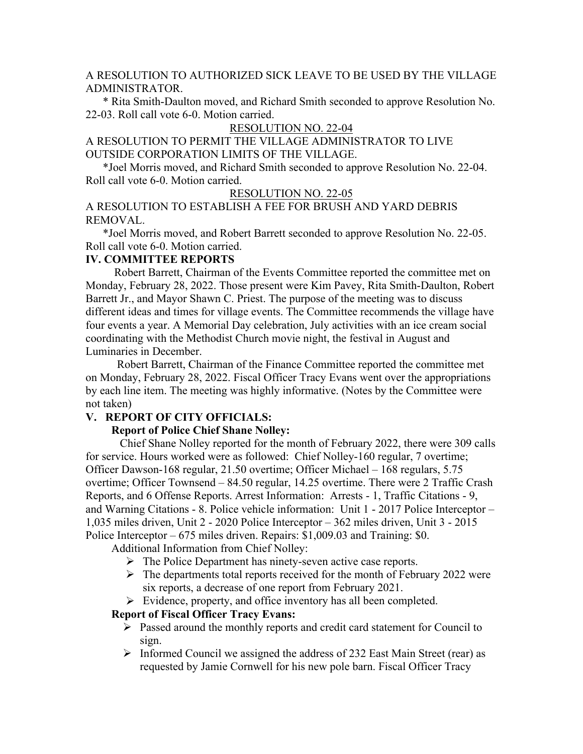A RESOLUTION TO AUTHORIZED SICK LEAVE TO BE USED BY THE VILLAGE ADMINISTRATOR.

* Rita Smith-Daulton moved, and Richard Smith seconded to approve Resolution No. 22-03. Roll call vote 6-0. Motion carried.

<u>RESOLUTION NO. 22-04</u>

A RESOLUTION TO PERMIT THE VILLAGE ADMINISTRATOR TO LIVE OUTSIDE CORPORATION LIMITS OF THE VILLAGE.

*Joel Morris moved, and Richard Smith seconded to approve Resolution No. 22-04. Roll call vote 6-0. Motion carried.

<u>RESOLUTION NO. 22-05</u>

A RESOLUTION TO ESTABLISH A FEE FOR BRUSH AND YARD DEBRIS REMOVAL.

*Joel Morris moved, and Robert Barrett seconded to approve Resolution No. 22-05. Roll call vote 6-0. Motion carried.

**IV. COMMITTEE REPORTS**

Robert Barrett, Chairman of the Events Committee reported the committee met on Monday, February 28, 2022. Those present were Kim Pavey, Rita Smith-Daulton, Robert Barrett Jr., and Mayor Shawn C. Priest. The purpose of the meeting was to discuss different ideas and times for village events. The Committee recommends the village have four events a year. A Memorial Day celebration, July activities with an ice cream social coordinating with the Methodist Church movie night, the festival in August and Luminaries in December.

Robert Barrett, Chairman of the Finance Committee reported the committee met on Monday, February 28, 2022. Fiscal Officer Tracy Evans went over the appropriations by each line item. The meeting was highly informative. (Notes by the Committee were not taken)

**V. REPORT OF CITY OFFICIALS:**

**Report of Police Chief Shane Nolley:**

Chief Shane Nolley reported for the month of February 2022, there were 309 calls for service. Hours worked were as followed: Chief Nolley-160 regular, 7 overtime; Officer Dawson-168 regular, 21.50 overtime; Officer Michael – 168 regulars, 5.75 overtime; Officer Townsend – 84.50 regular, 14.25 overtime. There were 2 Traffic Crash Reports, and 6 Offense Reports. Arrest Information: Arrests - 1, Traffic Citations - 9, and Warning Citations - 8. Police vehicle information: Unit 1 - 2017 Police Interceptor – 1,035 miles driven, Unit 2 - 2020 Police Interceptor – 362 miles driven, Unit 3 - 2015 Police Interceptor – 675 miles driven. Repairs: $1,009.03 and Training: $0.

Additional Information from Chief Nolley:

- The Police Department has ninety-seven active case reports.
- The departments total reports received for the month of February 2022 were six reports, a decrease of one report from February 2021.
- Evidence, property, and office inventory has all been completed.

**Report of Fiscal Officer Tracy Evans:**

- Passed around the monthly reports and credit card statement for Council to sign.
- Informed Council we assigned the address of 232 East Main Street (rear) as requested by Jamie Cornwell for his new pole barn. Fiscal Officer Tracy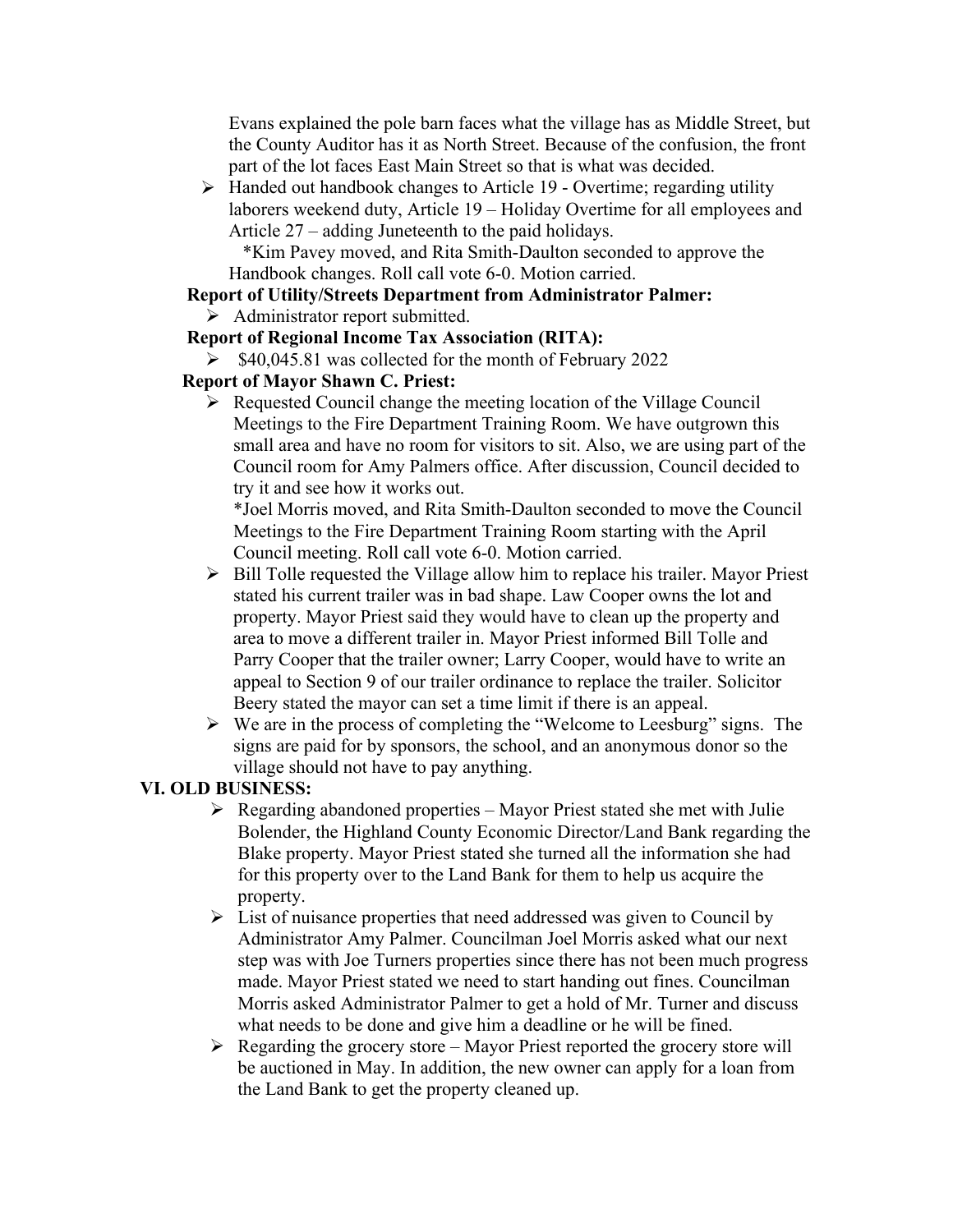Evans explained the pole barn faces what the village has as Middle Street, but the County Auditor has it as North Street. Because of the confusion, the front part of the lot faces East Main Street so that is what was decided.

- Handed out handbook changes to Article 19 - Overtime; regarding utility laborers weekend duty, Article 19 – Holiday Overtime for all employees and Article 27 – adding Juneteenth to the paid holidays.
  *Kim Pavey moved, and Rita Smith-Daulton seconded to approve the Handbook changes. Roll call vote 6-0. Motion carried.

**Report of Utility/Streets Department from Administrator Palmer:**

- Administrator report submitted.

**Report of Regional Income Tax Association (RITA):**

- $40,045.81 was collected for the month of February 2022

**Report of Mayor Shawn C. Priest:**

- Requested Council change the meeting location of the Village Council Meetings to the Fire Department Training Room. We have outgrown this small area and have no room for visitors to sit. Also, we are using part of the Council room for Amy Palmers office. After discussion, Council decided to try it and see how it works out.
  *Joel Morris moved, and Rita Smith-Daulton seconded to move the Council Meetings to the Fire Department Training Room starting with the April Council meeting. Roll call vote 6-0. Motion carried.
- Bill Tolle requested the Village allow him to replace his trailer. Mayor Priest stated his current trailer was in bad shape. Law Cooper owns the lot and property. Mayor Priest said they would have to clean up the property and area to move a different trailer in. Mayor Priest informed Bill Tolle and Parry Cooper that the trailer owner; Larry Cooper, would have to write an appeal to Section 9 of our trailer ordinance to replace the trailer. Solicitor Beery stated the mayor can set a time limit if there is an appeal.
- We are in the process of completing the "Welcome to Leesburg" signs. The signs are paid for by sponsors, the school, and an anonymous donor so the village should not have to pay anything.

**VI. OLD BUSINESS:**

- Regarding abandoned properties – Mayor Priest stated she met with Julie Bolender, the Highland County Economic Director/Land Bank regarding the Blake property. Mayor Priest stated she turned all the information she had for this property over to the Land Bank for them to help us acquire the property.
- List of nuisance properties that need addressed was given to Council by Administrator Amy Palmer. Councilman Joel Morris asked what our next step was with Joe Turners properties since there has not been much progress made. Mayor Priest stated we need to start handing out fines. Councilman Morris asked Administrator Palmer to get a hold of Mr. Turner and discuss what needs to be done and give him a deadline or he will be fined.
- Regarding the grocery store – Mayor Priest reported the grocery store will be auctioned in May. In addition, the new owner can apply for a loan from the Land Bank to get the property cleaned up.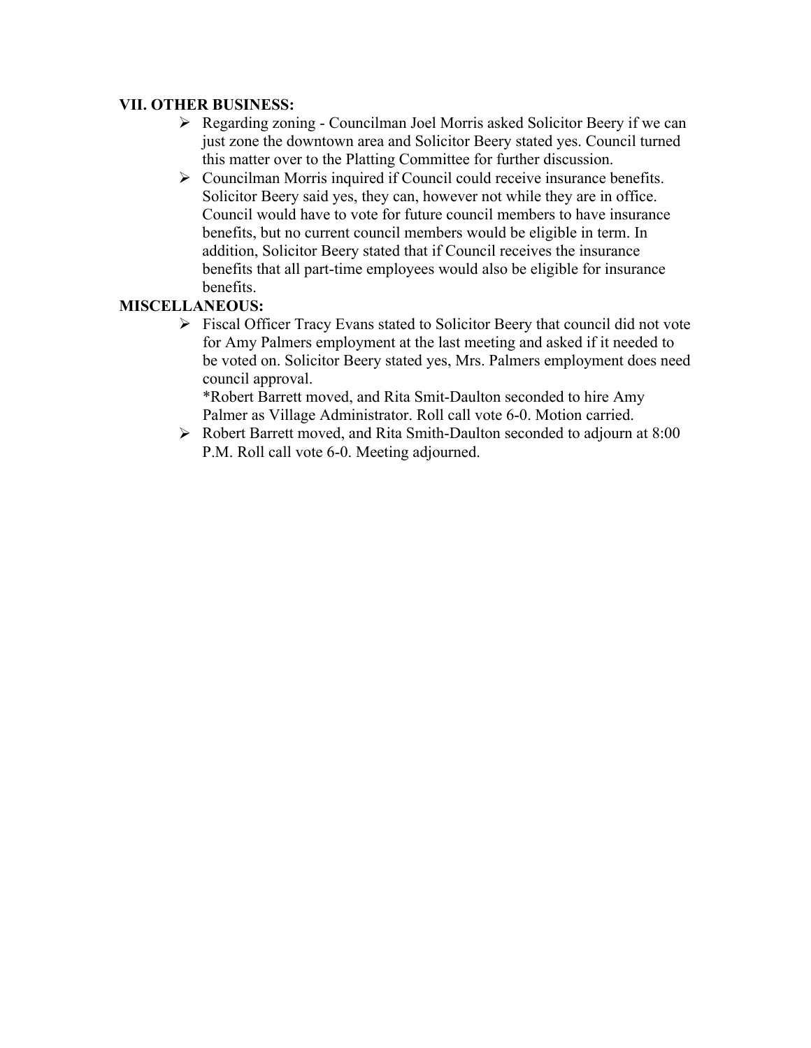**VII. OTHER BUSINESS:**

- Regarding zoning - Councilman Joel Morris asked Solicitor Beery if we can just zone the downtown area and Solicitor Beery stated yes. Council turned this matter over to the Platting Committee for further discussion.
- Councilman Morris inquired if Council could receive insurance benefits. Solicitor Beery said yes, they can, however not while they are in office. Council would have to vote for future council members to have insurance benefits, but no current council members would be eligible in term. In addition, Solicitor Beery stated that if Council receives the insurance benefits that all part-time employees would also be eligible for insurance benefits.

**MISCELLANEOUS:**

- Fiscal Officer Tracy Evans stated to Solicitor Beery that council did not vote for Amy Palmers employment at the last meeting and asked if it needed to be voted on. Solicitor Beery stated yes, Mrs. Palmers employment does need council approval.
  *Robert Barrett moved, and Rita Smit-Daulton seconded to hire Amy Palmer as Village Administrator. Roll call vote 6-0. Motion carried.
- Robert Barrett moved, and Rita Smith-Daulton seconded to adjourn at 8:00 P.M. Roll call vote 6-0. Meeting adjourned.